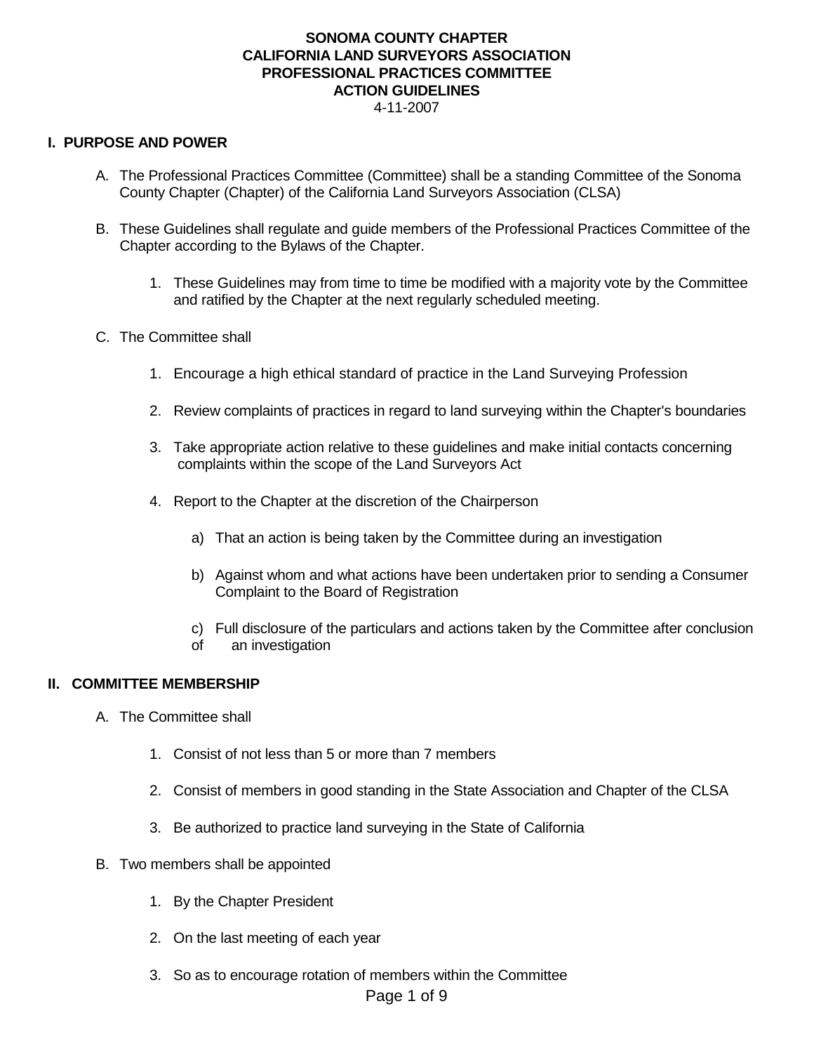**SONOMA COUNTY CHAPTER**
**CALIFORNIA LAND SURVEYORS ASSOCIATION**
**PROFESSIONAL PRACTICES COMMITTEE**
**ACTION GUIDELINES**
4-11-2007

## I. PURPOSE AND POWER

A. The Professional Practices Committee (Committee) shall be a standing Committee of the Sonoma County Chapter (Chapter) of the California Land Surveyors Association (CLSA)

B. These Guidelines shall regulate and guide members of the Professional Practices Committee of the Chapter according to the Bylaws of the Chapter.

   1. These Guidelines may from time to time be modified with a majority vote by the Committee and ratified by the Chapter at the next regularly scheduled meeting.

C. The Committee shall

   1. Encourage a high ethical standard of practice in the Land Surveying Profession
   2. Review complaints of practices in regard to land surveying within the Chapter's boundaries
   3. Take appropriate action relative to these guidelines and make initial contacts concerning complaints within the scope of the Land Surveyors Act
   4. Report to the Chapter at the discretion of the Chairperson

      a) That an action is being taken by the Committee during an investigation

      b) Against whom and what actions have been undertaken prior to sending a Consumer Complaint to the Board of Registration

      c) Full disclosure of the particulars and actions taken by the Committee after conclusion of an investigation

## II. COMMITTEE MEMBERSHIP

A. The Committee shall

   1. Consist of not less than 5 or more than 7 members
   2. Consist of members in good standing in the State Association and Chapter of the CLSA
   3. Be authorized to practice land surveying in the State of California

B. Two members shall be appointed

   1. By the Chapter President
   2. On the last meeting of each year
   3. So as to encourage rotation of members within the Committee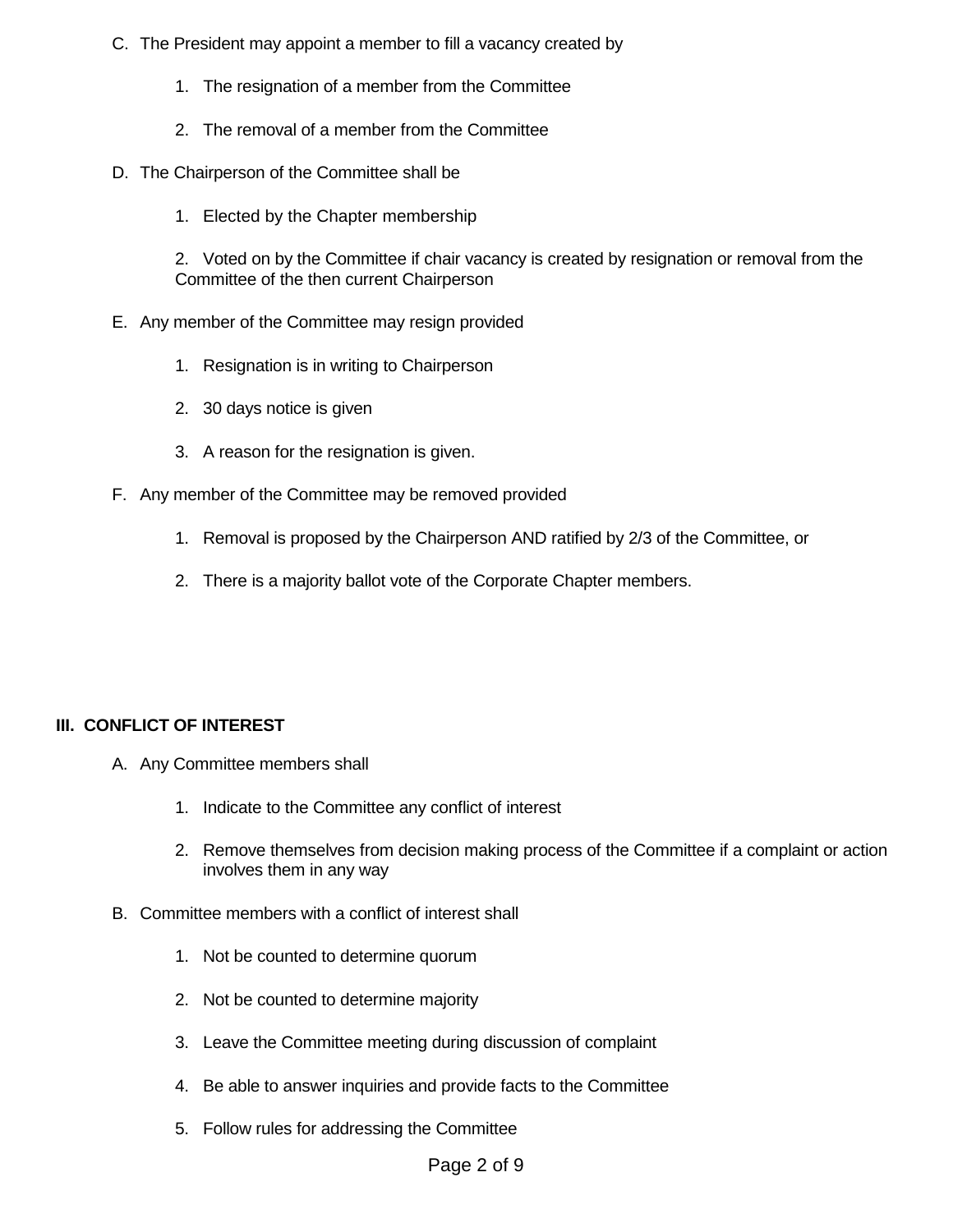C. The President may appoint a member to fill a vacancy created by

   1. The resignation of a member from the Committee

   2. The removal of a member from the Committee

D. The Chairperson of the Committee shall be

   1. Elected by the Chapter membership

   2. Voted on by the Committee if chair vacancy is created by resignation or removal from the Committee of the then current Chairperson

E. Any member of the Committee may resign provided

   1. Resignation is in writing to Chairperson

   2. 30 days notice is given

   3. A reason for the resignation is given.

F. Any member of the Committee may be removed provided

   1. Removal is proposed by the Chairperson AND ratified by 2/3 of the Committee, or

   2. There is a majority ballot vote of the Corporate Chapter members.

## III. CONFLICT OF INTEREST

A. Any Committee members shall

   1. Indicate to the Committee any conflict of interest

   2. Remove themselves from decision making process of the Committee if a complaint or action involves them in any way

B. Committee members with a conflict of interest shall

   1. Not be counted to determine quorum

   2. Not be counted to determine majority

   3. Leave the Committee meeting during discussion of complaint

   4. Be able to answer inquiries and provide facts to the Committee

   5. Follow rules for addressing the Committee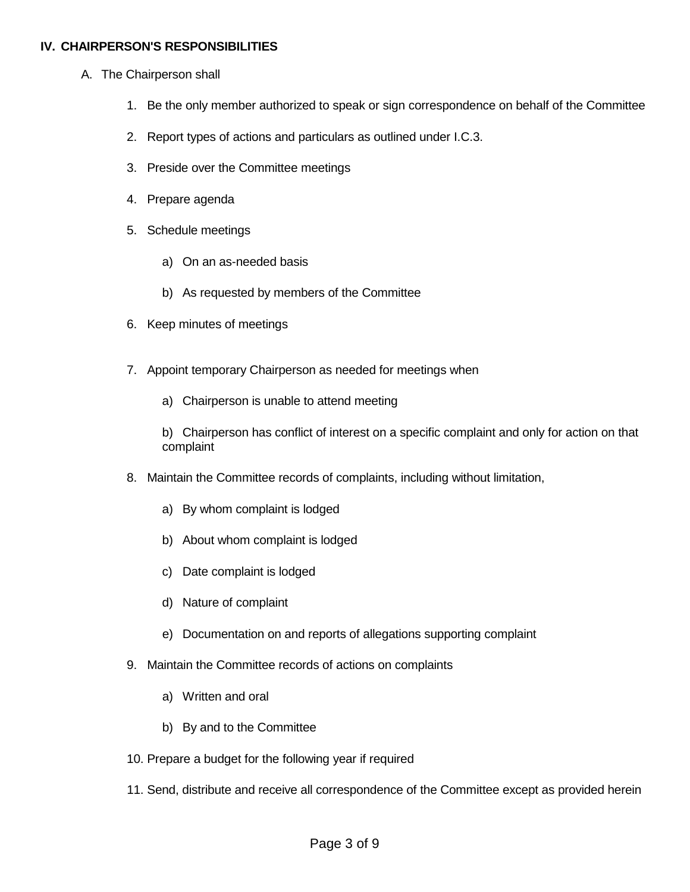## IV. CHAIRPERSON'S RESPONSIBILITIES

A. The Chairperson shall

1. Be the only member authorized to speak or sign correspondence on behalf of the Committee

2. Report types of actions and particulars as outlined under I.C.3.

3. Preside over the Committee meetings

4. Prepare agenda

5. Schedule meetings

   a) On an as-needed basis

   b) As requested by members of the Committee

6. Keep minutes of meetings

7. Appoint temporary Chairperson as needed for meetings when

   a) Chairperson is unable to attend meeting

   b) Chairperson has conflict of interest on a specific complaint and only for action on that complaint

8. Maintain the Committee records of complaints, including without limitation,

   a) By whom complaint is lodged

   b) About whom complaint is lodged

   c) Date complaint is lodged

   d) Nature of complaint

   e) Documentation on and reports of allegations supporting complaint

9. Maintain the Committee records of actions on complaints

   a) Written and oral

   b) By and to the Committee

10. Prepare a budget for the following year if required

11. Send, distribute and receive all correspondence of the Committee except as provided herein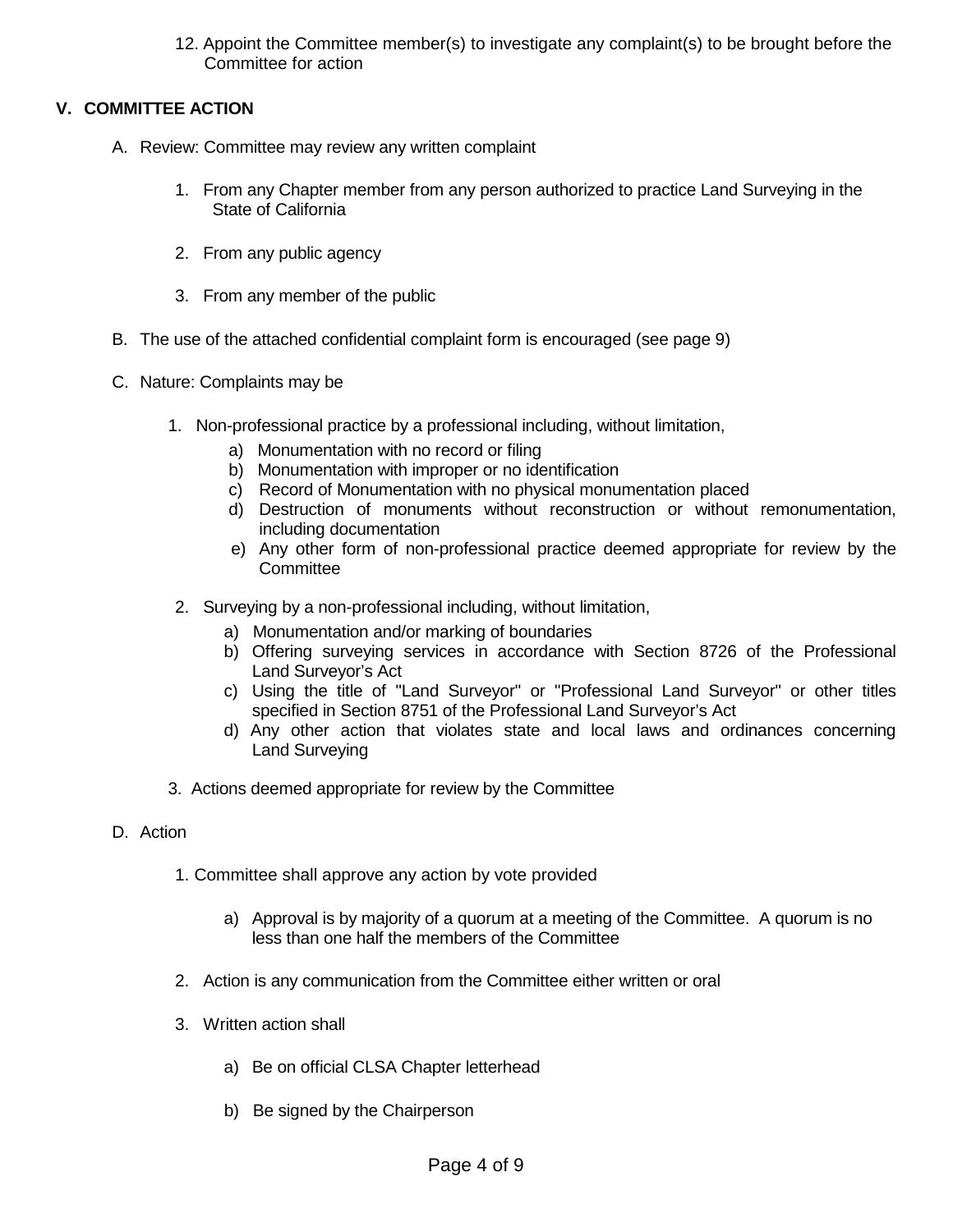12. Appoint the Committee member(s) to investigate any complaint(s) to be brought before the Committee for action

## V. COMMITTEE ACTION

A. Review: Committee may review any written complaint

   1. From any Chapter member from any person authorized to practice Land Surveying in the State of California

   2. From any public agency

   3. From any member of the public

B. The use of the attached confidential complaint form is encouraged (see page 9)

C. Nature: Complaints may be

   1. Non-professional practice by a professional including, without limitation,
      a) Monumentation with no record or filing
      b) Monumentation with improper or no identification
      c) Record of Monumentation with no physical monumentation placed
      d) Destruction of monuments without reconstruction or without remonumentation, including documentation
      e) Any other form of non-professional practice deemed appropriate for review by the Committee

   2. Surveying by a non-professional including, without limitation,
      a) Monumentation and/or marking of boundaries
      b) Offering surveying services in accordance with Section 8726 of the Professional Land Surveyor's Act
      c) Using the title of "Land Surveyor" or "Professional Land Surveyor" or other titles specified in Section 8751 of the Professional Land Surveyor's Act
      d) Any other action that violates state and local laws and ordinances concerning Land Surveying

   3. Actions deemed appropriate for review by the Committee

D. Action

   1. Committee shall approve any action by vote provided

      a) Approval is by majority of a quorum at a meeting of the Committee. A quorum is no less than one half the members of the Committee

   2. Action is any communication from the Committee either written or oral

   3. Written action shall

      a) Be on official CLSA Chapter letterhead

      b) Be signed by the Chairperson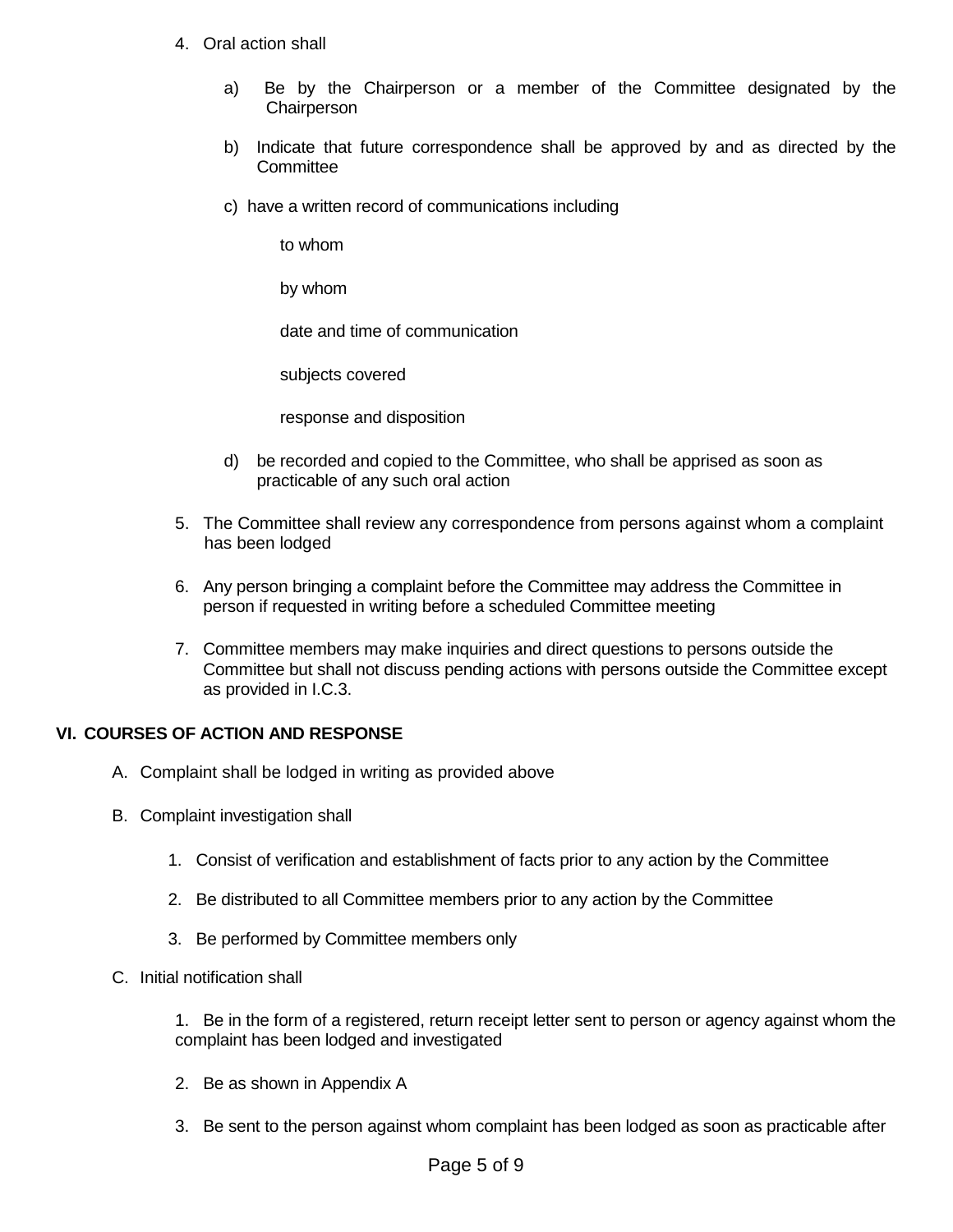4. Oral action shall

    a) Be by the Chairperson or a member of the Committee designated by the Chairperson

    b) Indicate that future correspondence shall be approved by and as directed by the Committee

    c) have a written record of communications including

        to whom

        by whom

        date and time of communication

        subjects covered

        response and disposition

    d) be recorded and copied to the Committee, who shall be apprised as soon as practicable of any such oral action

5. The Committee shall review any correspondence from persons against whom a complaint has been lodged

6. Any person bringing a complaint before the Committee may address the Committee in person if requested in writing before a scheduled Committee meeting

7. Committee members may make inquiries and direct questions to persons outside the Committee but shall not discuss pending actions with persons outside the Committee except as provided in I.C.3.

## VI. COURSES OF ACTION AND RESPONSE

A. Complaint shall be lodged in writing as provided above

B. Complaint investigation shall

    1. Consist of verification and establishment of facts prior to any action by the Committee

    2. Be distributed to all Committee members prior to any action by the Committee

    3. Be performed by Committee members only

C. Initial notification shall

    1. Be in the form of a registered, return receipt letter sent to person or agency against whom the complaint has been lodged and investigated

    2. Be as shown in Appendix A

    3. Be sent to the person against whom complaint has been lodged as soon as practicable after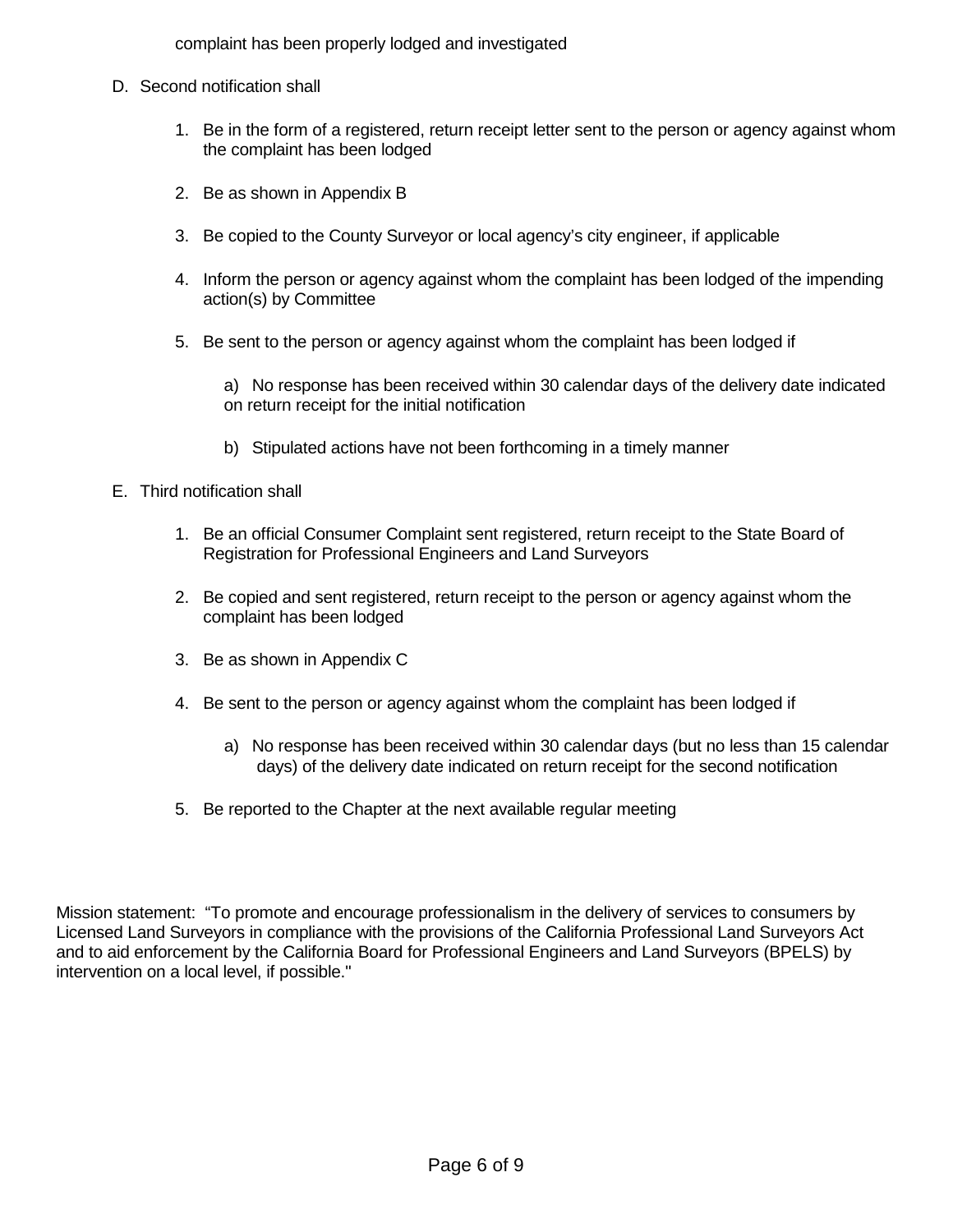complaint has been properly lodged and investigated

D. Second notification shall

   1. Be in the form of a registered, return receipt letter sent to the person or agency against whom the complaint has been lodged

   2. Be as shown in Appendix B

   3. Be copied to the County Surveyor or local agency's city engineer, if applicable

   4. Inform the person or agency against whom the complaint has been lodged of the impending action(s) by Committee

   5. Be sent to the person or agency against whom the complaint has been lodged if

      a) No response has been received within 30 calendar days of the delivery date indicated on return receipt for the initial notification

      b) Stipulated actions have not been forthcoming in a timely manner

E. Third notification shall

   1. Be an official Consumer Complaint sent registered, return receipt to the State Board of Registration for Professional Engineers and Land Surveyors

   2. Be copied and sent registered, return receipt to the person or agency against whom the complaint has been lodged

   3. Be as shown in Appendix C

   4. Be sent to the person or agency against whom the complaint has been lodged if

      a) No response has been received within 30 calendar days (but no less than 15 calendar days) of the delivery date indicated on return receipt for the second notification

   5. Be reported to the Chapter at the next available regular meeting

Mission statement: "To promote and encourage professionalism in the delivery of services to consumers by Licensed Land Surveyors in compliance with the provisions of the California Professional Land Surveyors Act and to aid enforcement by the California Board for Professional Engineers and Land Surveyors (BPELS) by intervention on a local level, if possible."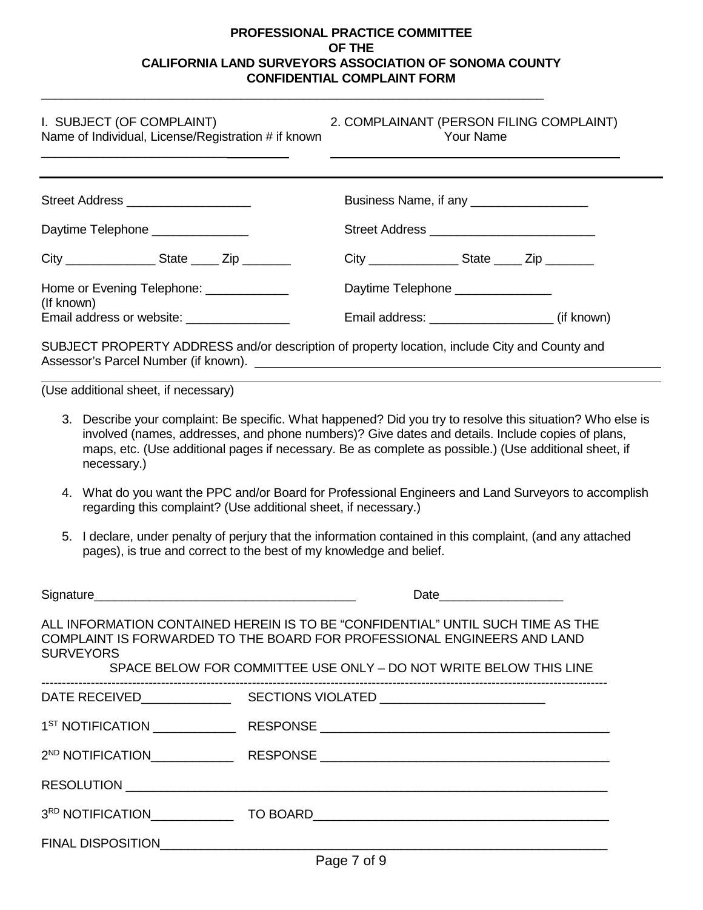**PROFESSIONAL PRACTICE COMMITTEE**
**OF THE**
**CALIFORNIA LAND SURVEYORS ASSOCIATION OF SONOMA COUNTY**
**CONFIDENTIAL COMPLAINT FORM**

---

I. SUBJECT (OF COMPLAINT)
Name of Individual, License/Registration # if known

____________________________________

2. COMPLAINANT (PERSON FILING COMPLAINT)
Your Name

____________________________________

---

Street Address __________________

Daytime Telephone ______________

City _____________ State ____ Zip _______

Home or Evening Telephone: ____________
(If known)

Email address or website: _______________

Business Name, if any _________________

Street Address ________________________

City _____________ State ____ Zip _______

Daytime Telephone ______________

Email address: _________________ (if known)

SUBJECT PROPERTY ADDRESS and/or description of property location, include City and County and Assessor's Parcel Number (if known). ____________________________________

(Use additional sheet, if necessary)

3. Describe your complaint: Be specific. What happened? Did you try to resolve this situation? Who else is involved (names, addresses, and phone numbers)? Give dates and details. Include copies of plans, maps, etc. (Use additional pages if necessary. Be as complete as possible.) (Use additional sheet, if necessary.)

4. What do you want the PPC and/or Board for Professional Engineers and Land Surveyors to accomplish regarding this complaint? (Use additional sheet, if necessary.)

5. I declare, under penalty of perjury that the information contained in this complaint, (and any attached pages), is true and correct to the best of my knowledge and belief.

Signature______________________________________ Date_________________

ALL INFORMATION CONTAINED HEREIN IS TO BE "CONFIDENTIAL" UNTIL SUCH TIME AS THE COMPLAINT IS FORWARDED TO THE BOARD FOR PROFESSIONAL ENGINEERS AND LAND SURVEYORS

SPACE BELOW FOR COMMITTEE USE ONLY – DO NOT WRITE BELOW THIS LINE

---

DATE RECEIVED____________ SECTIONS VIOLATED _______________________

1ST NOTIFICATION ___________ RESPONSE _________________________________________

2ND NOTIFICATION___________ RESPONSE _________________________________________

RESOLUTION ________________________________________________________________

3RD NOTIFICATION___________ TO BOARD_________________________________________

FINAL DISPOSITION__________________________________________________________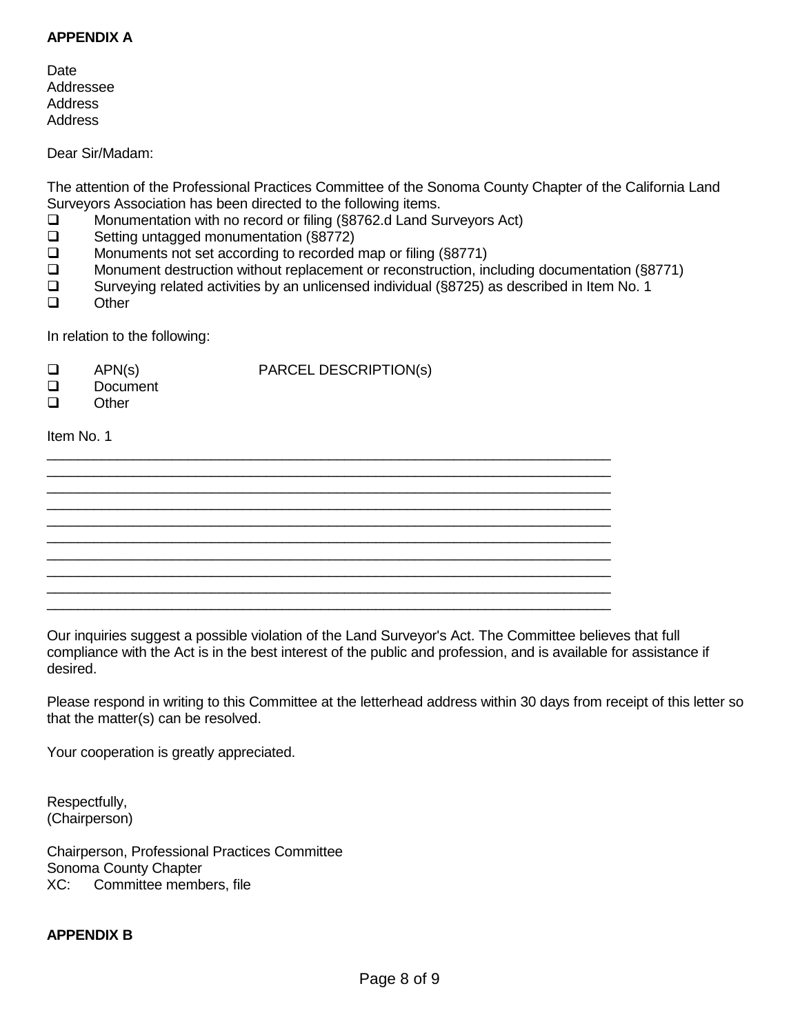**APPENDIX A**

Date
Addressee
Address
Address

Dear Sir/Madam:

The attention of the Professional Practices Committee of the Sonoma County Chapter of the California Land Surveyors Association has been directed to the following items.

- ❑ Monumentation with no record or filing (§8762.d Land Surveyors Act)
- ❑ Setting untagged monumentation (§8772)
- ❑ Monuments not set according to recorded map or filing (§8771)
- ❑ Monument destruction without replacement or reconstruction, including documentation (§8771)
- ❑ Surveying related activities by an unlicensed individual (§8725) as described in Item No. 1
- ❑ Other

In relation to the following:

- ❑ APN(s) PARCEL DESCRIPTION(s)
- ❑ Document
- ❑ Other

Item No. 1

\_\_\_\_\_\_\_\_\_\_\_\_\_\_\_\_\_\_\_\_\_\_\_\_\_\_\_\_\_\_\_\_\_\_\_\_\_\_\_\_\_\_\_\_\_\_\_\_\_\_\_\_\_\_\_\_\_\_\_\_\_\_\_\_\_\_\_\_
\_\_\_\_\_\_\_\_\_\_\_\_\_\_\_\_\_\_\_\_\_\_\_\_\_\_\_\_\_\_\_\_\_\_\_\_\_\_\_\_\_\_\_\_\_\_\_\_\_\_\_\_\_\_\_\_\_\_\_\_\_\_\_\_\_\_\_\_
\_\_\_\_\_\_\_\_\_\_\_\_\_\_\_\_\_\_\_\_\_\_\_\_\_\_\_\_\_\_\_\_\_\_\_\_\_\_\_\_\_\_\_\_\_\_\_\_\_\_\_\_\_\_\_\_\_\_\_\_\_\_\_\_\_\_\_\_
\_\_\_\_\_\_\_\_\_\_\_\_\_\_\_\_\_\_\_\_\_\_\_\_\_\_\_\_\_\_\_\_\_\_\_\_\_\_\_\_\_\_\_\_\_\_\_\_\_\_\_\_\_\_\_\_\_\_\_\_\_\_\_\_\_\_\_\_
\_\_\_\_\_\_\_\_\_\_\_\_\_\_\_\_\_\_\_\_\_\_\_\_\_\_\_\_\_\_\_\_\_\_\_\_\_\_\_\_\_\_\_\_\_\_\_\_\_\_\_\_\_\_\_\_\_\_\_\_\_\_\_\_\_\_\_\_
\_\_\_\_\_\_\_\_\_\_\_\_\_\_\_\_\_\_\_\_\_\_\_\_\_\_\_\_\_\_\_\_\_\_\_\_\_\_\_\_\_\_\_\_\_\_\_\_\_\_\_\_\_\_\_\_\_\_\_\_\_\_\_\_\_\_\_\_
\_\_\_\_\_\_\_\_\_\_\_\_\_\_\_\_\_\_\_\_\_\_\_\_\_\_\_\_\_\_\_\_\_\_\_\_\_\_\_\_\_\_\_\_\_\_\_\_\_\_\_\_\_\_\_\_\_\_\_\_\_\_\_\_\_\_\_\_
\_\_\_\_\_\_\_\_\_\_\_\_\_\_\_\_\_\_\_\_\_\_\_\_\_\_\_\_\_\_\_\_\_\_\_\_\_\_\_\_\_\_\_\_\_\_\_\_\_\_\_\_\_\_\_\_\_\_\_\_\_\_\_\_\_\_\_\_
\_\_\_\_\_\_\_\_\_\_\_\_\_\_\_\_\_\_\_\_\_\_\_\_\_\_\_\_\_\_\_\_\_\_\_\_\_\_\_\_\_\_\_\_\_\_\_\_\_\_\_\_\_\_\_\_\_\_\_\_\_\_\_\_\_\_\_\_
\_\_\_\_\_\_\_\_\_\_\_\_\_\_\_\_\_\_\_\_\_\_\_\_\_\_\_\_\_\_\_\_\_\_\_\_\_\_\_\_\_\_\_\_\_\_\_\_\_\_\_\_\_\_\_\_\_\_\_\_\_\_\_\_\_\_\_\_

Our inquiries suggest a possible violation of the Land Surveyor's Act. The Committee believes that full compliance with the Act is in the best interest of the public and profession, and is available for assistance if desired.

Please respond in writing to this Committee at the letterhead address within 30 days from receipt of this letter so that the matter(s) can be resolved.

Your cooperation is greatly appreciated.

Respectfully,
(Chairperson)

Chairperson, Professional Practices Committee
Sonoma County Chapter
XC: Committee members, file

**APPENDIX B**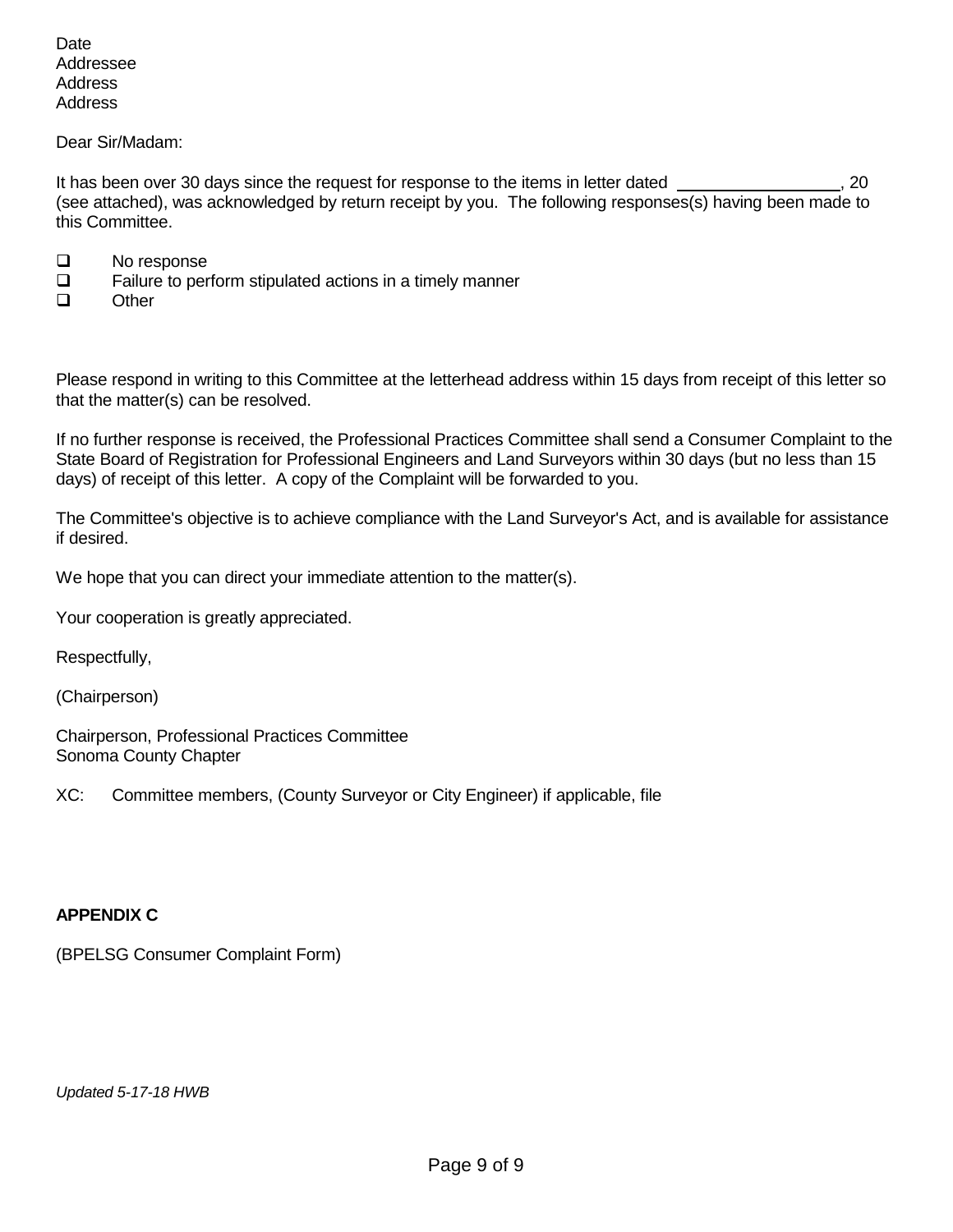Date
Addressee
Address
Address

Dear Sir/Madam:

It has been over 30 days since the request for response to the items in letter dated \_\_\_\_\_\_\_\_\_\_\_\_\_\_\_\_\_\_, 20 (see attached), was acknowledged by return receipt by you. The following responses(s) having been made to this Committee.

- ❑ No response
- ❑ Failure to perform stipulated actions in a timely manner
- ❑ Other

Please respond in writing to this Committee at the letterhead address within 15 days from receipt of this letter so that the matter(s) can be resolved.

If no further response is received, the Professional Practices Committee shall send a Consumer Complaint to the State Board of Registration for Professional Engineers and Land Surveyors within 30 days (but no less than 15 days) of receipt of this letter. A copy of the Complaint will be forwarded to you.

The Committee's objective is to achieve compliance with the Land Surveyor's Act, and is available for assistance if desired.

We hope that you can direct your immediate attention to the matter(s).

Your cooperation is greatly appreciated.

Respectfully,

(Chairperson)

Chairperson, Professional Practices Committee
Sonoma County Chapter

XC: Committee members, (County Surveyor or City Engineer) if applicable, file

**APPENDIX C**

(BPELSG Consumer Complaint Form)

*Updated 5-17-18 HWB*